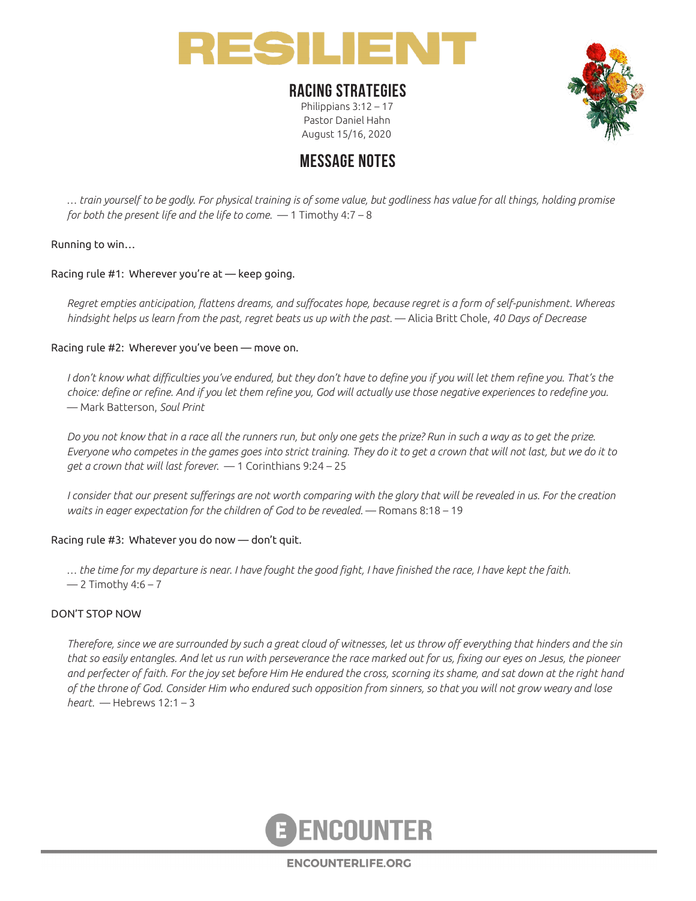# RESILIENT

## RACING STRATEGIES

Philippians 3:12 – 17
Pastor Daniel Hahn
August 15/16, 2020

## MESSAGE NOTES

*… train yourself to be godly. For physical training is of some value, but godliness has value for all things, holding promise for both the present life and the life to come.* — 1 Timothy 4:7 – 8

Running to win…

Racing rule #1: Wherever you're at — keep going.

*Regret empties anticipation, flattens dreams, and suffocates hope, because regret is a form of self-punishment. Whereas hindsight helps us learn from the past, regret beats us up with the past.* — Alicia Britt Chole, *40 Days of Decrease*

Racing rule #2: Wherever you've been — move on.

*I don't know what difficulties you've endured, but they don't have to define you if you will let them refine you. That's the choice: define or refine. And if you let them refine you, God will actually use those negative experiences to redefine you.* — Mark Batterson, *Soul Print*

*Do you not know that in a race all the runners run, but only one gets the prize? Run in such a way as to get the prize. Everyone who competes in the games goes into strict training. They do it to get a crown that will not last, but we do it to get a crown that will last forever.* — 1 Corinthians 9:24 – 25

*I consider that our present sufferings are not worth comparing with the glory that will be revealed in us. For the creation waits in eager expectation for the children of God to be revealed.* — Romans 8:18 – 19

Racing rule #3: Whatever you do now — don't quit.

*… the time for my departure is near. I have fought the good fight, I have finished the race, I have kept the faith.* — 2 Timothy 4:6 – 7

DON'T STOP NOW

*Therefore, since we are surrounded by such a great cloud of witnesses, let us throw off everything that hinders and the sin that so easily entangles. And let us run with perseverance the race marked out for us, fixing our eyes on Jesus, the pioneer and perfecter of faith. For the joy set before Him He endured the cross, scorning its shame, and sat down at the right hand of the throne of God. Consider Him who endured such opposition from sinners, so that you will not grow weary and lose heart.* — Hebrews 12:1 – 3

ENCOUNTER

ENCOUNTERLIFE.ORG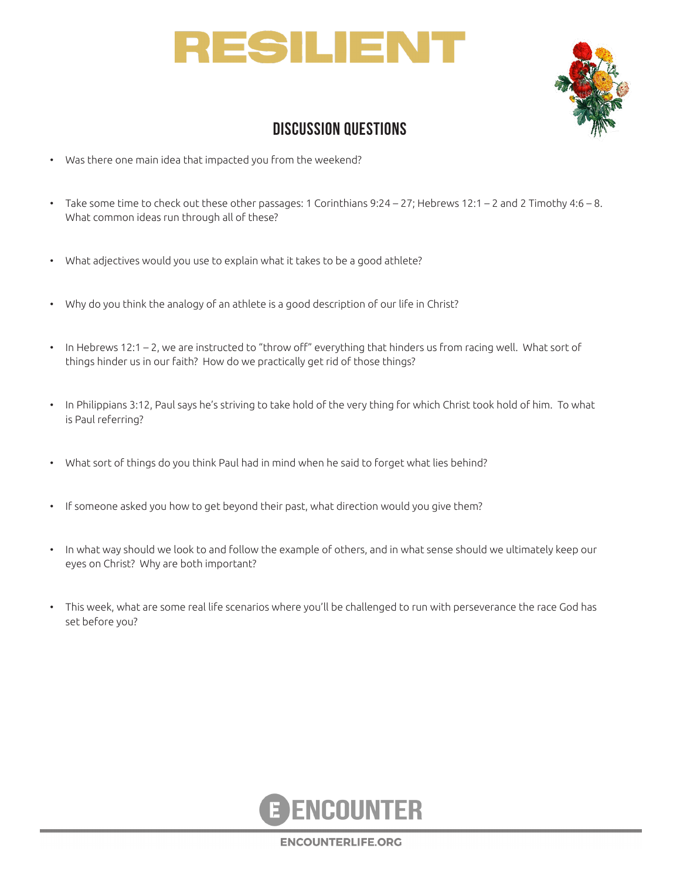# RESILIENT

## DISCUSSION QUESTIONS

- Was there one main idea that impacted you from the weekend?
- Take some time to check out these other passages: 1 Corinthians 9:24 – 27; Hebrews 12:1 – 2 and 2 Timothy 4:6 – 8. What common ideas run through all of these?
- What adjectives would you use to explain what it takes to be a good athlete?
- Why do you think the analogy of an athlete is a good description of our life in Christ?
- In Hebrews 12:1 – 2, we are instructed to "throw off" everything that hinders us from racing well. What sort of things hinder us in our faith? How do we practically get rid of those things?
- In Philippians 3:12, Paul says he's striving to take hold of the very thing for which Christ took hold of him. To what is Paul referring?
- What sort of things do you think Paul had in mind when he said to forget what lies behind?
- If someone asked you how to get beyond their past, what direction would you give them?
- In what way should we look to and follow the example of others, and in what sense should we ultimately keep our eyes on Christ? Why are both important?
- This week, what are some real life scenarios where you'll be challenged to run with perseverance the race God has set before you?

ENCOUNTER

ENCOUNTERLIFE.ORG